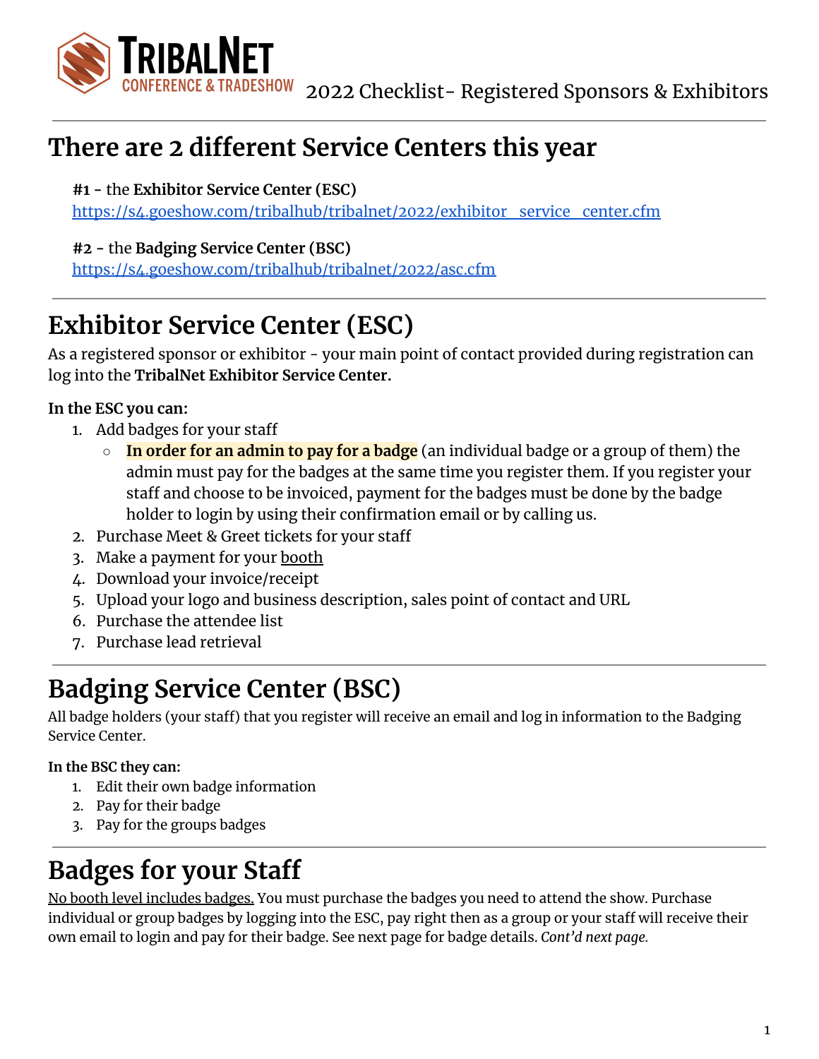TRIBALNET CONFERENCE & TRADESHOW 2022 Checklist- Registered Sponsors & Exhibitors

## There are 2 different Service Centers this year

**#1** - the **Exhibitor Service Center (ESC)**
https://s4.goeshow.com/tribalhub/tribalnet/2022/exhibitor_service_center.cfm

**#2** - the **Badging Service Center (BSC)**
https://s4.goeshow.com/tribalhub/tribalnet/2022/asc.cfm

---

# Exhibitor Service Center (ESC)

As a registered sponsor or exhibitor - your main point of contact provided during registration can log into the **TribalNet Exhibitor Service Center.**

**In the ESC you can:**

1. Add badges for your staff
   - **In order for an admin to pay for a badge** (an individual badge or a group of them) the admin must pay for the badges at the same time you register them. If you register your staff and choose to be invoiced, payment for the badges must be done by the badge holder to login by using their confirmation email or by calling us.
2. Purchase Meet & Greet tickets for your staff
3. Make a payment for your booth
4. Download your invoice/receipt
5. Upload your logo and business description, sales point of contact and URL
6. Purchase the attendee list
7. Purchase lead retrieval

---

# Badging Service Center (BSC)

All badge holders (your staff) that you register will receive an email and log in information to the Badging Service Center.

**In the BSC they can:**

1. Edit their own badge information
2. Pay for their badge
3. Pay for the groups badges

---

# Badges for your Staff

No booth level includes badges. You must purchase the badges you need to attend the show. Purchase individual or group badges by logging into the ESC, pay right then as a group or your staff will receive their own email to login and pay for their badge. See next page for badge details. *Cont'd next page.*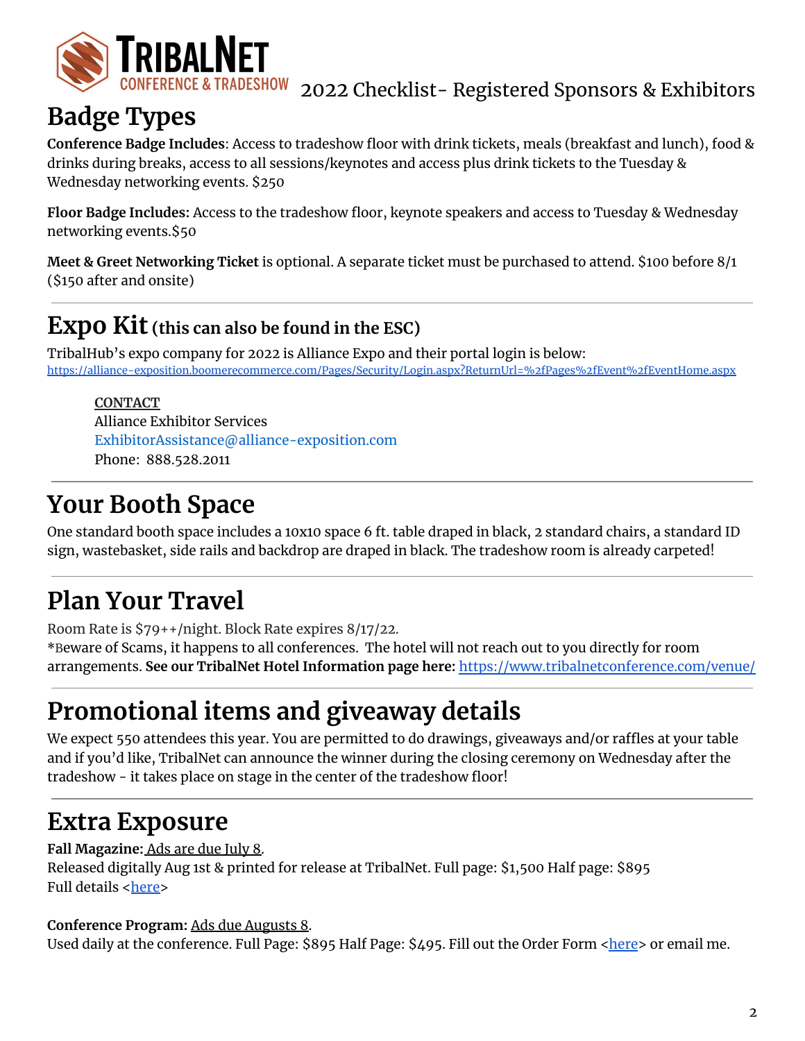TRIBALNET CONFERENCE & TRADESHOW 2022 Checklist- Registered Sponsors & Exhibitors

# Badge Types

**Conference Badge Includes**: Access to tradeshow floor with drink tickets, meals (breakfast and lunch), food & drinks during breaks, access to all sessions/keynotes and access plus drink tickets to the Tuesday & Wednesday networking events. $250

**Floor Badge Includes:** Access to the tradeshow floor, keynote speakers and access to Tuesday & Wednesday networking events.$50

**Meet & Greet Networking Ticket** is optional. A separate ticket must be purchased to attend. $100 before 8/1 ($150 after and onsite)

---

# Expo Kit (this can also be found in the ESC)

TribalHub's expo company for 2022 is Alliance Expo and their portal login is below:
https://alliance-exposition.boomerecommerce.com/Pages/Security/Login.aspx?ReturnUrl=%2fPages%2fEvent%2fEventHome.aspx

CONTACT
Alliance Exhibitor Services
ExhibitorAssistance@alliance-exposition.com
Phone: 888.528.2011

---

# Your Booth Space

One standard booth space includes a 10x10 space 6 ft. table draped in black, 2 standard chairs, a standard ID sign, wastebasket, side rails and backdrop are draped in black. The tradeshow room is already carpeted!

---

# Plan Your Travel

Room Rate is $79++/night. Block Rate expires 8/17/22.
*Beware of Scams, it happens to all conferences. The hotel will not reach out to you directly for room arrangements. **See our TribalNet Hotel Information page here:** https://www.tribalnetconference.com/venue/

---

# Promotional items and giveaway details

We expect 550 attendees this year. You are permitted to do drawings, giveaways and/or raffles at your table and if you'd like, TribalNet can announce the winner during the closing ceremony on Wednesday after the tradeshow - it takes place on stage in the center of the tradeshow floor!

---

# Extra Exposure

**Fall Magazine:** Ads are due July 8.
Released digitally Aug 1st & printed for release at TribalNet. Full page: $1,500 Half page: $895
Full details <here>

**Conference Program:** Ads due Augusts 8.
Used daily at the conference. Full Page: $895 Half Page: $495. Fill out the Order Form <here> or email me.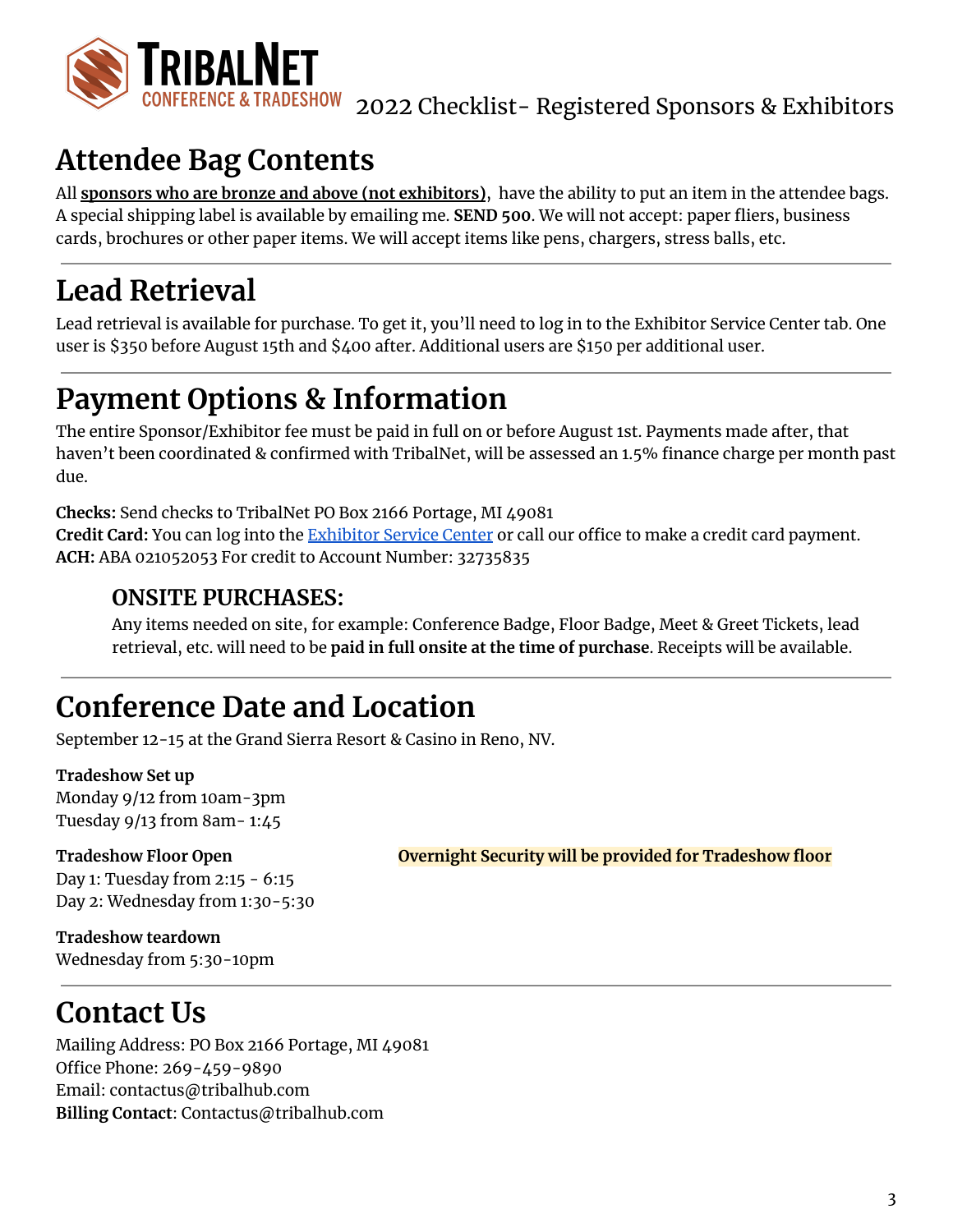TRIBALNET CONFERENCE & TRADESHOW 2022 Checklist- Registered Sponsors & Exhibitors

# Attendee Bag Contents

All **sponsors who are bronze and above (not exhibitors)**, have the ability to put an item in the attendee bags. A special shipping label is available by emailing me. **SEND 500**. We will not accept: paper fliers, business cards, brochures or other paper items. We will accept items like pens, chargers, stress balls, etc.

# Lead Retrieval

Lead retrieval is available for purchase. To get it, you'll need to log in to the Exhibitor Service Center tab. One user is $350 before August 15th and $400 after. Additional users are $150 per additional user.

# Payment Options & Information

The entire Sponsor/Exhibitor fee must be paid in full on or before August 1st. Payments made after, that haven't been coordinated & confirmed with TribalNet, will be assessed an 1.5% finance charge per month past due.

**Checks:** Send checks to TribalNet PO Box 2166 Portage, MI 49081
**Credit Card:** You can log into the Exhibitor Service Center or call our office to make a credit card payment.
**ACH:** ABA 021052053 For credit to Account Number: 32735835

## ONSITE PURCHASES:

Any items needed on site, for example: Conference Badge, Floor Badge, Meet & Greet Tickets, lead retrieval, etc. will need to be **paid in full onsite at the time of purchase**. Receipts will be available.

# Conference Date and Location

September 12-15 at the Grand Sierra Resort & Casino in Reno, NV.

**Tradeshow Set up**
Monday 9/12 from 10am-3pm
Tuesday 9/13 from 8am- 1:45

**Tradeshow Floor Open**
Day 1: Tuesday from 2:15 - 6:15
Day 2: Wednesday from 1:30-5:30

**Overnight Security will be provided for Tradeshow floor**

**Tradeshow teardown**
Wednesday from 5:30-10pm

# Contact Us

Mailing Address: PO Box 2166 Portage, MI 49081
Office Phone: 269-459-9890
Email: contactus@tribalhub.com
**Billing Contact**: Contactus@tribalhub.com